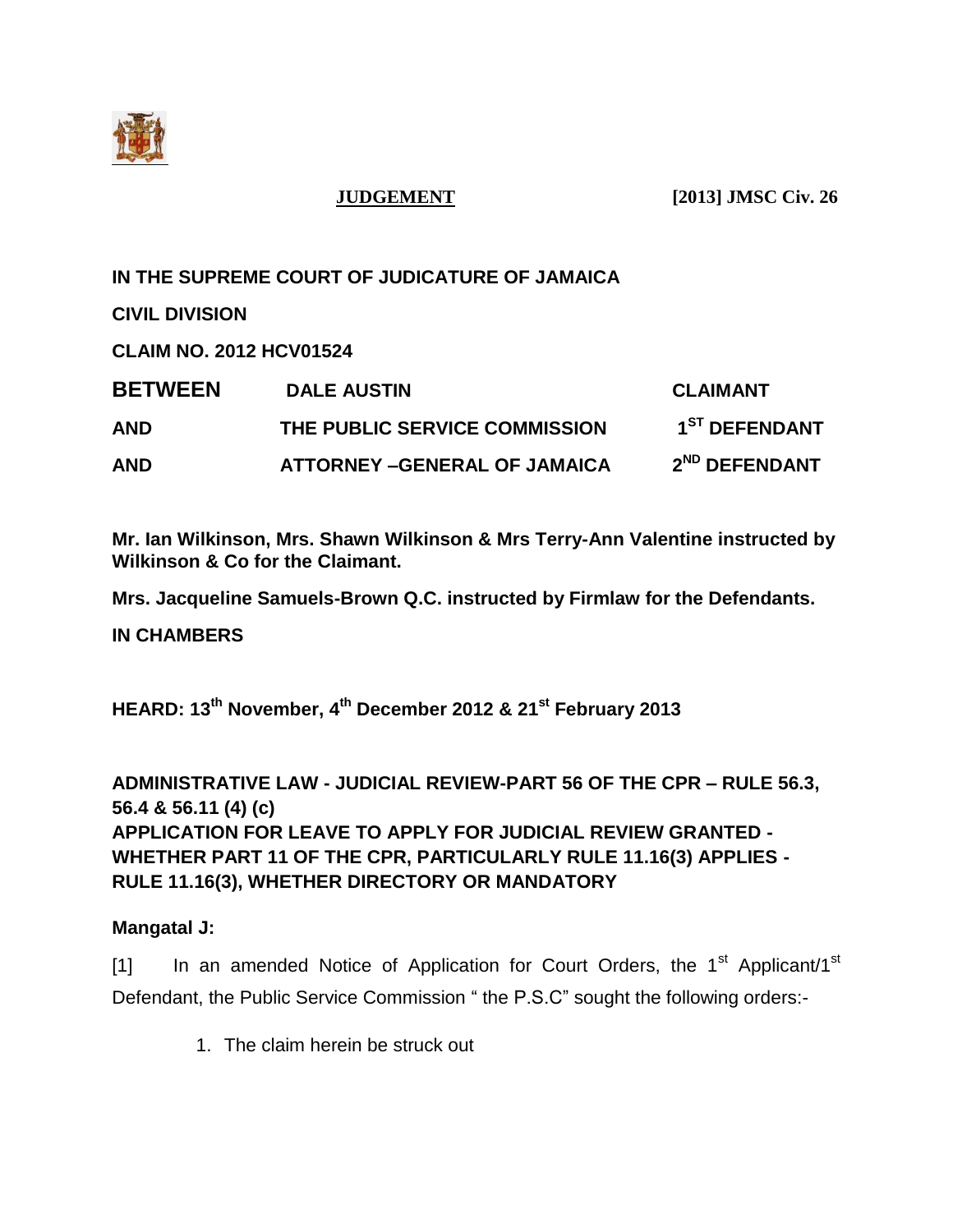**JUDGEMENT** **[2013] JMSC Civ. 26**

**IN THE SUPREME COURT OF JUDICATURE OF JAMAICA**

**CIVIL DIVISION**

**CLAIM NO. 2012 HCV01524**

| | | |
|---|---|---|
| **BETWEEN** | **DALE AUSTIN** | **CLAIMANT** |
| **AND** | **THE PUBLIC SERVICE COMMISSION** | **1ST DEFENDANT** |
| **AND** | **ATTORNEY –GENERAL OF JAMAICA** | **2ND DEFENDANT** |

**Mr. Ian Wilkinson, Mrs. Shawn Wilkinson & Mrs Terry-Ann Valentine instructed by Wilkinson & Co for the Claimant.**

**Mrs. Jacqueline Samuels-Brown Q.C. instructed by Firmlaw for the Defendants.**

**IN CHAMBERS**

**HEARD: 13th November, 4th December 2012 & 21st February 2013**

**ADMINISTRATIVE LAW - JUDICIAL REVIEW-PART 56 OF THE CPR – RULE 56.3, 56.4 & 56.11 (4) (c)**
**APPLICATION FOR LEAVE TO APPLY FOR JUDICIAL REVIEW GRANTED - WHETHER PART 11 OF THE CPR, PARTICULARLY RULE 11.16(3) APPLIES - RULE 11.16(3), WHETHER DIRECTORY OR MANDATORY**

**Mangatal J:**

[1] In an amended Notice of Application for Court Orders, the 1st Applicant/1st Defendant, the Public Service Commission " the P.S.C" sought the following orders:-

1. The claim herein be struck out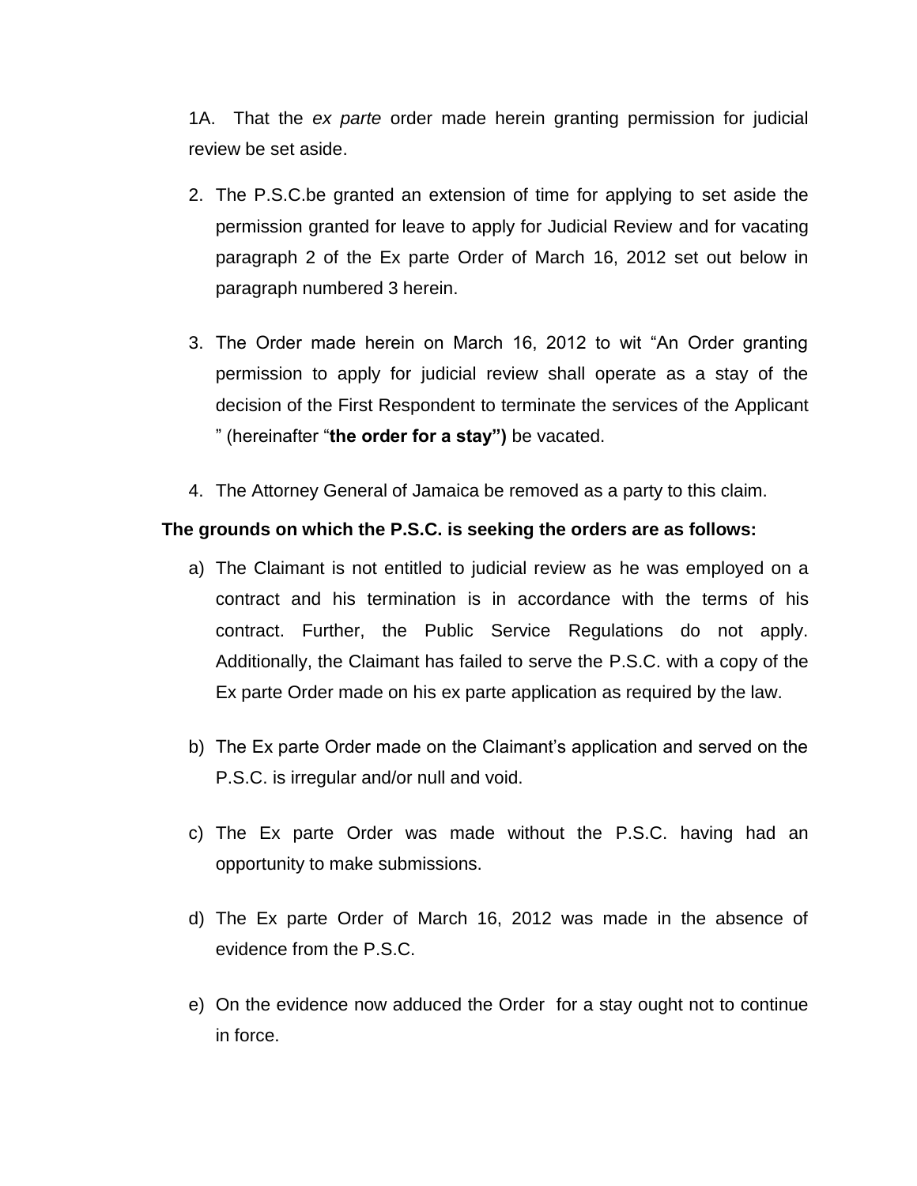1A. That the *ex parte* order made herein granting permission for judicial review be set aside.

2. The P.S.C.be granted an extension of time for applying to set aside the permission granted for leave to apply for Judicial Review and for vacating paragraph 2 of the Ex parte Order of March 16, 2012 set out below in paragraph numbered 3 herein.

3. The Order made herein on March 16, 2012 to wit "An Order granting permission to apply for judicial review shall operate as a stay of the decision of the First Respondent to terminate the services of the Applicant " (hereinafter "**the order for a stay")** be vacated.

4. The Attorney General of Jamaica be removed as a party to this claim.

**The grounds on which the P.S.C. is seeking the orders are as follows:**

a) The Claimant is not entitled to judicial review as he was employed on a contract and his termination is in accordance with the terms of his contract. Further, the Public Service Regulations do not apply. Additionally, the Claimant has failed to serve the P.S.C. with a copy of the Ex parte Order made on his ex parte application as required by the law.

b) The Ex parte Order made on the Claimant's application and served on the P.S.C. is irregular and/or null and void.

c) The Ex parte Order was made without the P.S.C. having had an opportunity to make submissions.

d) The Ex parte Order of March 16, 2012 was made in the absence of evidence from the P.S.C.

e) On the evidence now adduced the Order for a stay ought not to continue in force.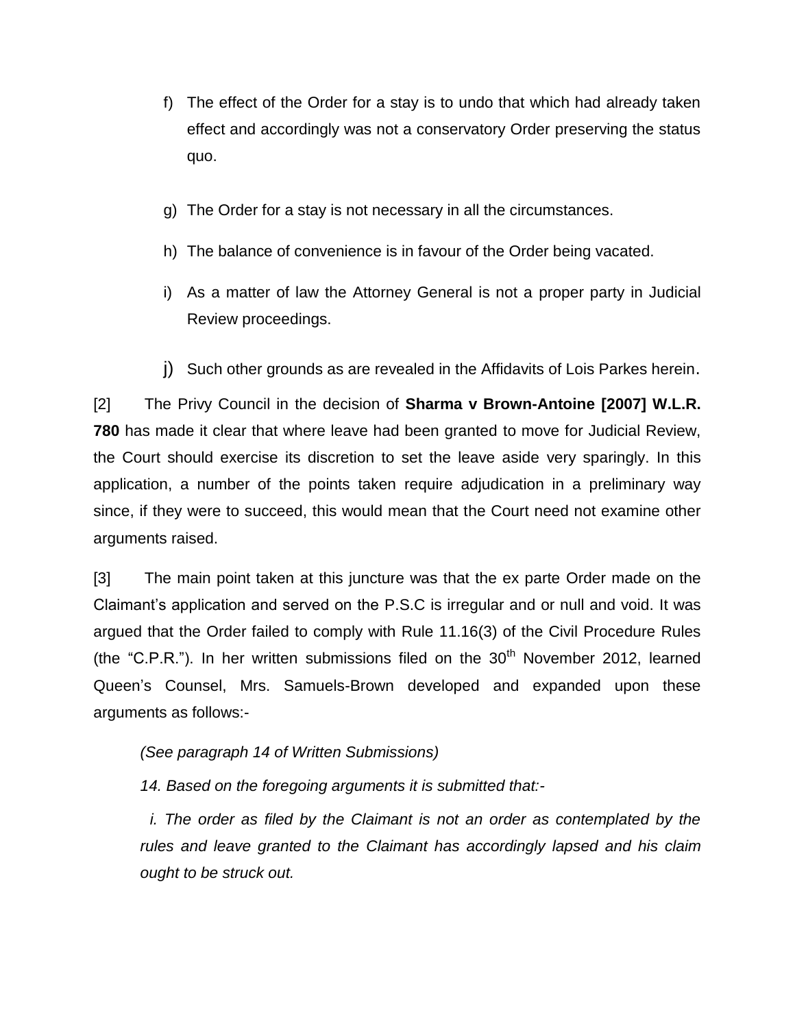f) The effect of the Order for a stay is to undo that which had already taken effect and accordingly was not a conservatory Order preserving the status quo.

g) The Order for a stay is not necessary in all the circumstances.

h) The balance of convenience is in favour of the Order being vacated.

i) As a matter of law the Attorney General is not a proper party in Judicial Review proceedings.

j) Such other grounds as are revealed in the Affidavits of Lois Parkes herein.

[2] The Privy Council in the decision of **Sharma v Brown-Antoine [2007] W.L.R. 780** has made it clear that where leave had been granted to move for Judicial Review, the Court should exercise its discretion to set the leave aside very sparingly. In this application, a number of the points taken require adjudication in a preliminary way since, if they were to succeed, this would mean that the Court need not examine other arguments raised.

[3] The main point taken at this juncture was that the ex parte Order made on the Claimant's application and served on the P.S.C is irregular and or null and void. It was argued that the Order failed to comply with Rule 11.16(3) of the Civil Procedure Rules (the "C.P.R."). In her written submissions filed on the 30th November 2012, learned Queen's Counsel, Mrs. Samuels-Brown developed and expanded upon these arguments as follows:-

*(See paragraph 14 of Written Submissions)*

*14. Based on the foregoing arguments it is submitted that:-*

*i. The order as filed by the Claimant is not an order as contemplated by the rules and leave granted to the Claimant has accordingly lapsed and his claim ought to be struck out.*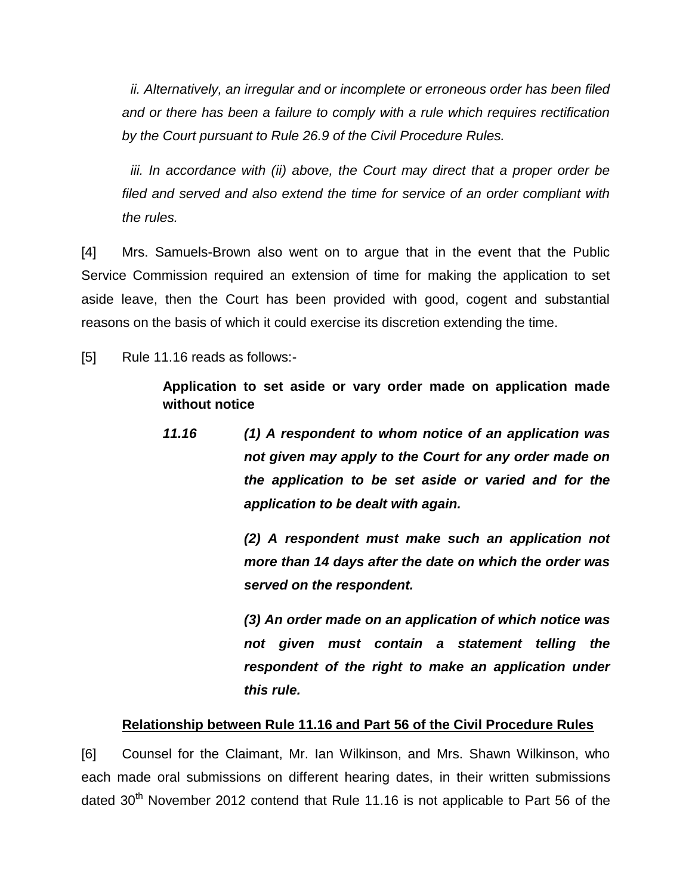*ii. Alternatively, an irregular and or incomplete or erroneous order has been filed and or there has been a failure to comply with a rule which requires rectification by the Court pursuant to Rule 26.9 of the Civil Procedure Rules.*

*iii. In accordance with (ii) above, the Court may direct that a proper order be filed and served and also extend the time for service of an order compliant with the rules.*

[4] Mrs. Samuels-Brown also went on to argue that in the event that the Public Service Commission required an extension of time for making the application to set aside leave, then the Court has been provided with good, cogent and substantial reasons on the basis of which it could exercise its discretion extending the time.

[5] Rule 11.16 reads as follows:-

> **Application to set aside or vary order made on application made without notice**
>
> ***11.16 (1) A respondent to whom notice of an application was not given may apply to the Court for any order made on the application to be set aside or varied and for the application to be dealt with again.***
>
> ***(2) A respondent must make such an application not more than 14 days after the date on which the order was served on the respondent.***
>
> ***(3) An order made on an application of which notice was not given must contain a statement telling the respondent of the right to make an application under this rule.***

**<u>Relationship between Rule 11.16 and Part 56 of the Civil Procedure Rules</u>**

[6] Counsel for the Claimant, Mr. Ian Wilkinson, and Mrs. Shawn Wilkinson, who each made oral submissions on different hearing dates, in their written submissions dated 30th November 2012 contend that Rule 11.16 is not applicable to Part 56 of the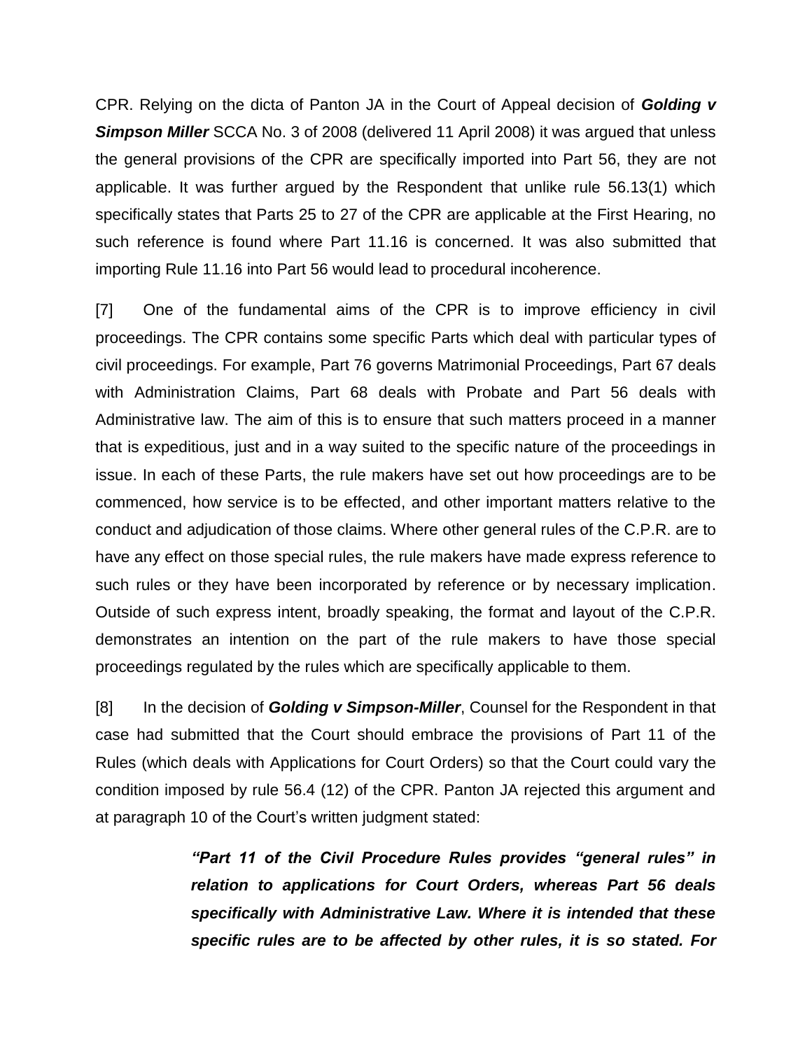CPR. Relying on the dicta of Panton JA in the Court of Appeal decision of ***Golding v Simpson Miller*** SCCA No. 3 of 2008 (delivered 11 April 2008) it was argued that unless the general provisions of the CPR are specifically imported into Part 56, they are not applicable. It was further argued by the Respondent that unlike rule 56.13(1) which specifically states that Parts 25 to 27 of the CPR are applicable at the First Hearing, no such reference is found where Part 11.16 is concerned. It was also submitted that importing Rule 11.16 into Part 56 would lead to procedural incoherence.

[7] One of the fundamental aims of the CPR is to improve efficiency in civil proceedings. The CPR contains some specific Parts which deal with particular types of civil proceedings. For example, Part 76 governs Matrimonial Proceedings, Part 67 deals with Administration Claims, Part 68 deals with Probate and Part 56 deals with Administrative law. The aim of this is to ensure that such matters proceed in a manner that is expeditious, just and in a way suited to the specific nature of the proceedings in issue. In each of these Parts, the rule makers have set out how proceedings are to be commenced, how service is to be effected, and other important matters relative to the conduct and adjudication of those claims. Where other general rules of the C.P.R. are to have any effect on those special rules, the rule makers have made express reference to such rules or they have been incorporated by reference or by necessary implication. Outside of such express intent, broadly speaking, the format and layout of the C.P.R. demonstrates an intention on the part of the rule makers to have those special proceedings regulated by the rules which are specifically applicable to them.

[8] In the decision of ***Golding v Simpson-Miller***, Counsel for the Respondent in that case had submitted that the Court should embrace the provisions of Part 11 of the Rules (which deals with Applications for Court Orders) so that the Court could vary the condition imposed by rule 56.4 (12) of the CPR. Panton JA rejected this argument and at paragraph 10 of the Court's written judgment stated:

> ***"Part 11 of the Civil Procedure Rules provides "general rules" in relation to applications for Court Orders, whereas Part 56 deals specifically with Administrative Law. Where it is intended that these specific rules are to be affected by other rules, it is so stated. For***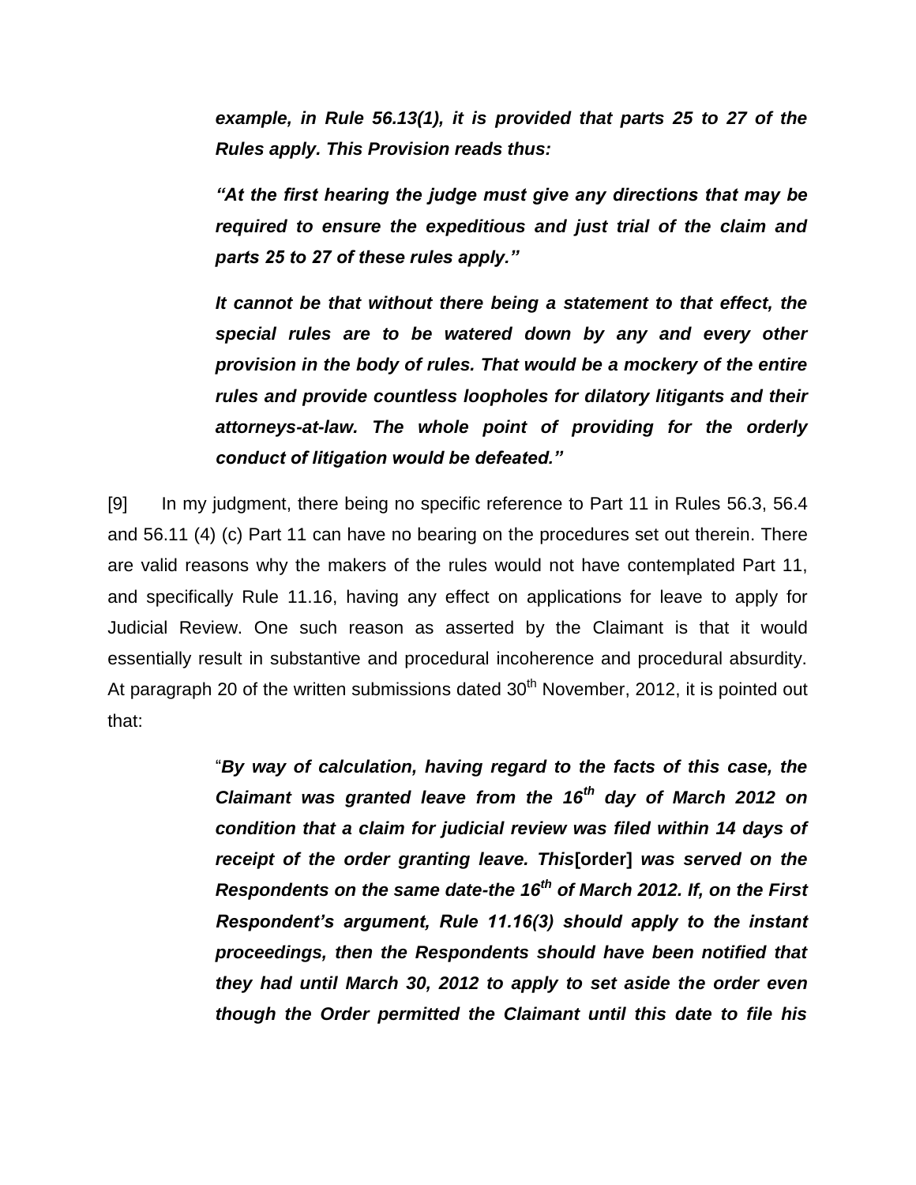> ***example, in Rule 56.13(1), it is provided that parts 25 to 27 of the Rules apply. This Provision reads thus:***
>
> ***"At the first hearing the judge must give any directions that may be required to ensure the expeditious and just trial of the claim and parts 25 to 27 of these rules apply."***
>
> ***It cannot be that without there being a statement to that effect, the special rules are to be watered down by any and every other provision in the body of rules. That would be a mockery of the entire rules and provide countless loopholes for dilatory litigants and their attorneys-at-law. The whole point of providing for the orderly conduct of litigation would be defeated."***

[9] In my judgment, there being no specific reference to Part 11 in Rules 56.3, 56.4 and 56.11 (4) (c) Part 11 can have no bearing on the procedures set out therein. There are valid reasons why the makers of the rules would not have contemplated Part 11, and specifically Rule 11.16, having any effect on applications for leave to apply for Judicial Review. One such reason as asserted by the Claimant is that it would essentially result in substantive and procedural incoherence and procedural absurdity. At paragraph 20 of the written submissions dated 30th November, 2012, it is pointed out that:

> "***By way of calculation, having regard to the facts of this case, the Claimant was granted leave from the 16th day of March 2012 on condition that a claim for judicial review was filed within 14 days of receipt of the order granting leave. This*[order]** *was served on the Respondents on the same date-the 16th of March 2012. If, on the First Respondent's argument, Rule 11.16(3) should apply to the instant proceedings, then the Respondents should have been notified that they had until March 30, 2012 to apply to set aside the order even though the Order permitted the Claimant until this date to file his***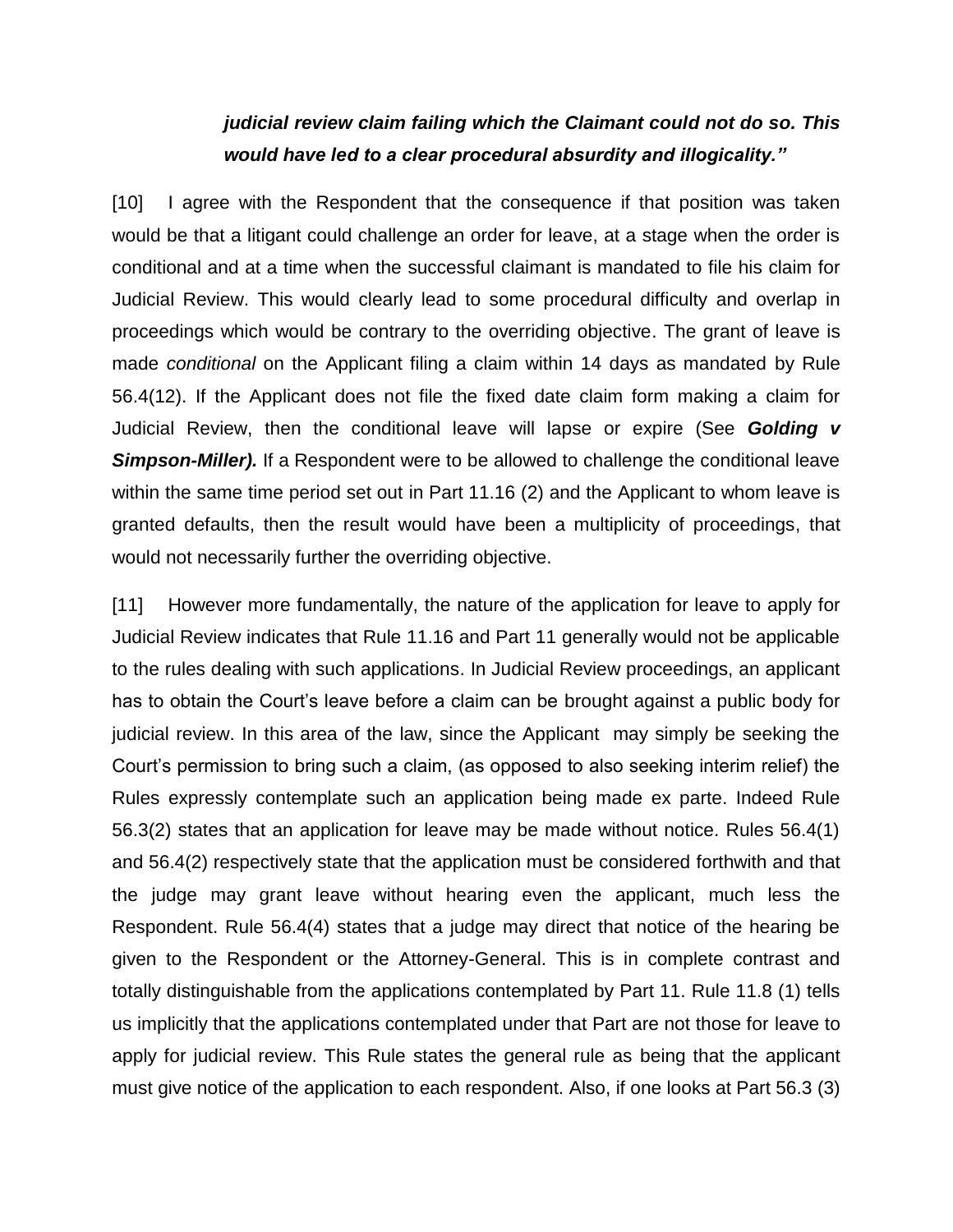***judicial review claim failing which the Claimant could not do so. This would have led to a clear procedural absurdity and illogicality."***

[10] I agree with the Respondent that the consequence if that position was taken would be that a litigant could challenge an order for leave, at a stage when the order is conditional and at a time when the successful claimant is mandated to file his claim for Judicial Review. This would clearly lead to some procedural difficulty and overlap in proceedings which would be contrary to the overriding objective. The grant of leave is made *conditional* on the Applicant filing a claim within 14 days as mandated by Rule 56.4(12). If the Applicant does not file the fixed date claim form making a claim for Judicial Review, then the conditional leave will lapse or expire (See ***Golding v Simpson-Miller).*** If a Respondent were to be allowed to challenge the conditional leave within the same time period set out in Part 11.16 (2) and the Applicant to whom leave is granted defaults, then the result would have been a multiplicity of proceedings, that would not necessarily further the overriding objective.

[11] However more fundamentally, the nature of the application for leave to apply for Judicial Review indicates that Rule 11.16 and Part 11 generally would not be applicable to the rules dealing with such applications. In Judicial Review proceedings, an applicant has to obtain the Court's leave before a claim can be brought against a public body for judicial review. In this area of the law, since the Applicant may simply be seeking the Court's permission to bring such a claim, (as opposed to also seeking interim relief) the Rules expressly contemplate such an application being made ex parte. Indeed Rule 56.3(2) states that an application for leave may be made without notice. Rules 56.4(1) and 56.4(2) respectively state that the application must be considered forthwith and that the judge may grant leave without hearing even the applicant, much less the Respondent. Rule 56.4(4) states that a judge may direct that notice of the hearing be given to the Respondent or the Attorney-General. This is in complete contrast and totally distinguishable from the applications contemplated by Part 11. Rule 11.8 (1) tells us implicitly that the applications contemplated under that Part are not those for leave to apply for judicial review. This Rule states the general rule as being that the applicant must give notice of the application to each respondent. Also, if one looks at Part 56.3 (3)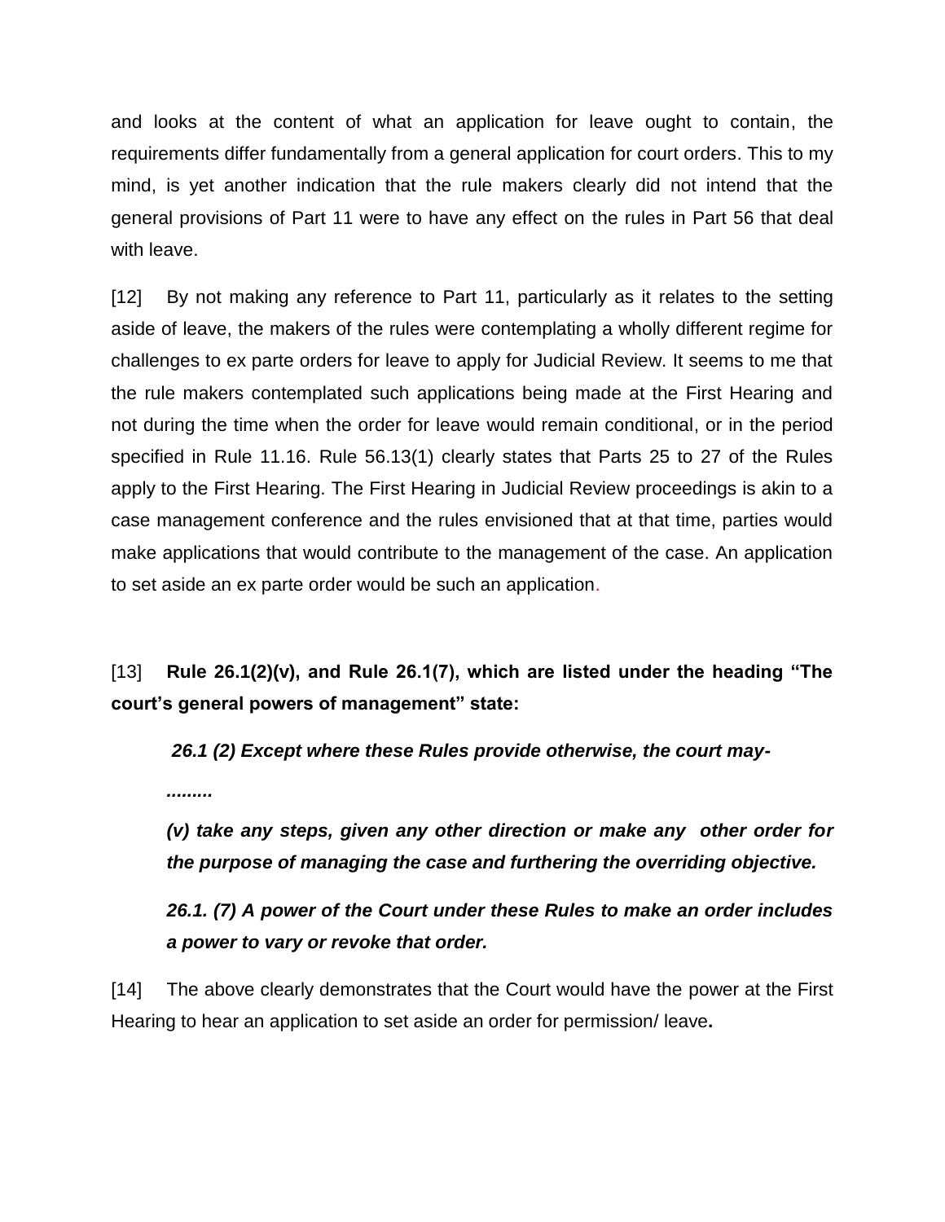and looks at the content of what an application for leave ought to contain, the requirements differ fundamentally from a general application for court orders. This to my mind, is yet another indication that the rule makers clearly did not intend that the general provisions of Part 11 were to have any effect on the rules in Part 56 that deal with leave.

[12] By not making any reference to Part 11, particularly as it relates to the setting aside of leave, the makers of the rules were contemplating a wholly different regime for challenges to ex parte orders for leave to apply for Judicial Review. It seems to me that the rule makers contemplated such applications being made at the First Hearing and not during the time when the order for leave would remain conditional, or in the period specified in Rule 11.16. Rule 56.13(1) clearly states that Parts 25 to 27 of the Rules apply to the First Hearing. The First Hearing in Judicial Review proceedings is akin to a case management conference and the rules envisioned that at that time, parties would make applications that would contribute to the management of the case. An application to set aside an ex parte order would be such an application.

[13] **Rule 26.1(2)(v), and Rule 26.1(7), which are listed under the heading "The court's general powers of management" state:**

> ***26.1 (2) Except where these Rules provide otherwise, the court may-***
>
> ***.........***
>
> ***(v) take any steps, given any other direction or make any other order for the purpose of managing the case and furthering the overriding objective.***
>
> ***26.1. (7) A power of the Court under these Rules to make an order includes a power to vary or revoke that order.***

[14] The above clearly demonstrates that the Court would have the power at the First Hearing to hear an application to set aside an order for permission/ leave**.**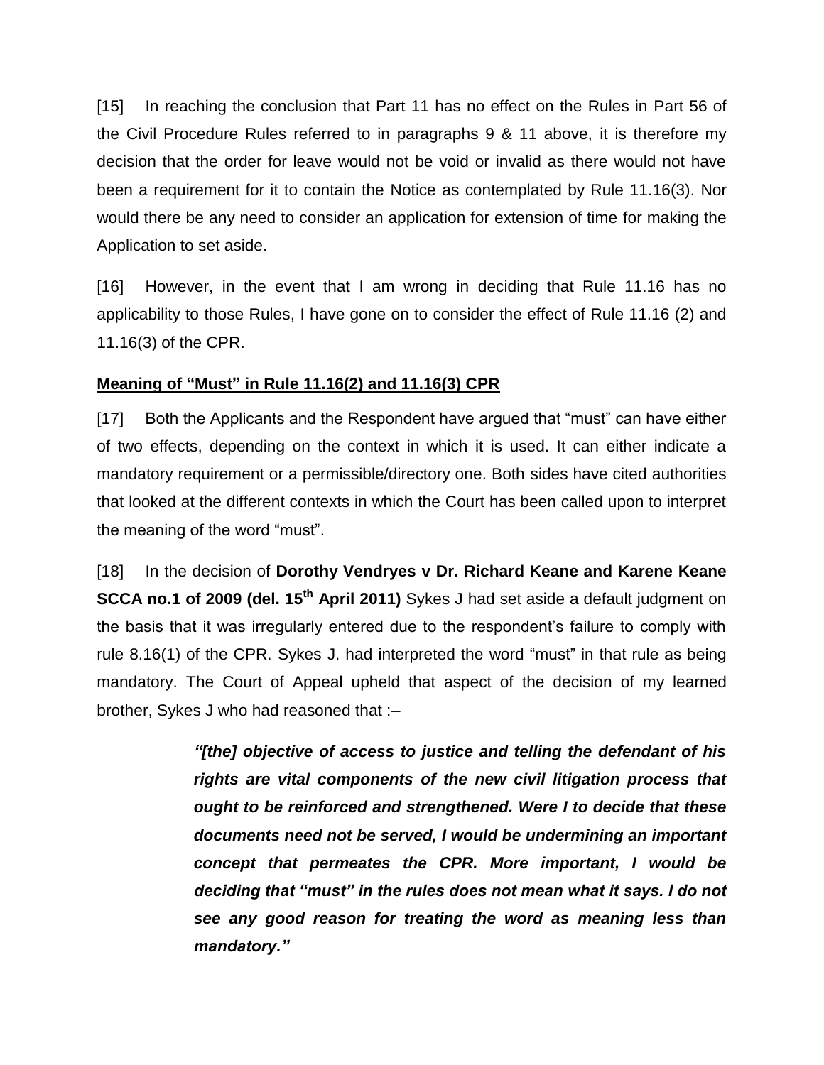[15] In reaching the conclusion that Part 11 has no effect on the Rules in Part 56 of the Civil Procedure Rules referred to in paragraphs 9 & 11 above, it is therefore my decision that the order for leave would not be void or invalid as there would not have been a requirement for it to contain the Notice as contemplated by Rule 11.16(3). Nor would there be any need to consider an application for extension of time for making the Application to set aside.

[16] However, in the event that I am wrong in deciding that Rule 11.16 has no applicability to those Rules, I have gone on to consider the effect of Rule 11.16 (2) and 11.16(3) of the CPR.

**Meaning of "Must" in Rule 11.16(2) and 11.16(3) CPR**

[17] Both the Applicants and the Respondent have argued that "must" can have either of two effects, depending on the context in which it is used. It can either indicate a mandatory requirement or a permissible/directory one. Both sides have cited authorities that looked at the different contexts in which the Court has been called upon to interpret the meaning of the word "must".

[18] In the decision of **Dorothy Vendryes v Dr. Richard Keane and Karene Keane SCCA no.1 of 2009 (del. 15th April 2011)** Sykes J had set aside a default judgment on the basis that it was irregularly entered due to the respondent's failure to comply with rule 8.16(1) of the CPR. Sykes J. had interpreted the word "must" in that rule as being mandatory. The Court of Appeal upheld that aspect of the decision of my learned brother, Sykes J who had reasoned that :–

> ***"[the] objective of access to justice and telling the defendant of his rights are vital components of the new civil litigation process that ought to be reinforced and strengthened. Were I to decide that these documents need not be served, I would be undermining an important concept that permeates the CPR. More important, I would be deciding that "must" in the rules does not mean what it says. I do not see any good reason for treating the word as meaning less than mandatory."***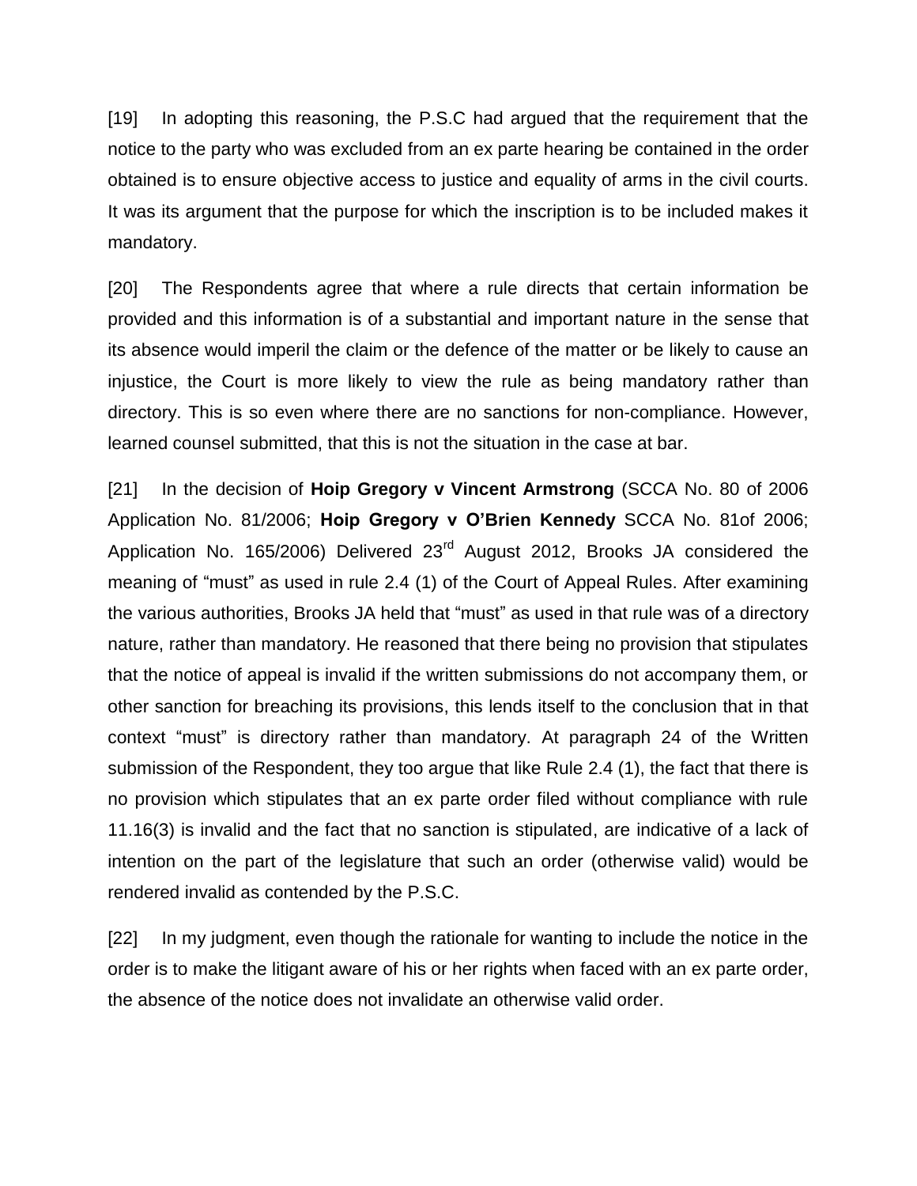[19] In adopting this reasoning, the P.S.C had argued that the requirement that the notice to the party who was excluded from an ex parte hearing be contained in the order obtained is to ensure objective access to justice and equality of arms in the civil courts. It was its argument that the purpose for which the inscription is to be included makes it mandatory.

[20] The Respondents agree that where a rule directs that certain information be provided and this information is of a substantial and important nature in the sense that its absence would imperil the claim or the defence of the matter or be likely to cause an injustice, the Court is more likely to view the rule as being mandatory rather than directory. This is so even where there are no sanctions for non-compliance. However, learned counsel submitted, that this is not the situation in the case at bar.

[21] In the decision of **Hoip Gregory v Vincent Armstrong** (SCCA No. 80 of 2006 Application No. 81/2006; **Hoip Gregory v O'Brien Kennedy** SCCA No. 81of 2006; Application No. 165/2006) Delivered 23rd August 2012, Brooks JA considered the meaning of "must" as used in rule 2.4 (1) of the Court of Appeal Rules. After examining the various authorities, Brooks JA held that "must" as used in that rule was of a directory nature, rather than mandatory. He reasoned that there being no provision that stipulates that the notice of appeal is invalid if the written submissions do not accompany them, or other sanction for breaching its provisions, this lends itself to the conclusion that in that context "must" is directory rather than mandatory. At paragraph 24 of the Written submission of the Respondent, they too argue that like Rule 2.4 (1), the fact that there is no provision which stipulates that an ex parte order filed without compliance with rule 11.16(3) is invalid and the fact that no sanction is stipulated, are indicative of a lack of intention on the part of the legislature that such an order (otherwise valid) would be rendered invalid as contended by the P.S.C.

[22] In my judgment, even though the rationale for wanting to include the notice in the order is to make the litigant aware of his or her rights when faced with an ex parte order, the absence of the notice does not invalidate an otherwise valid order.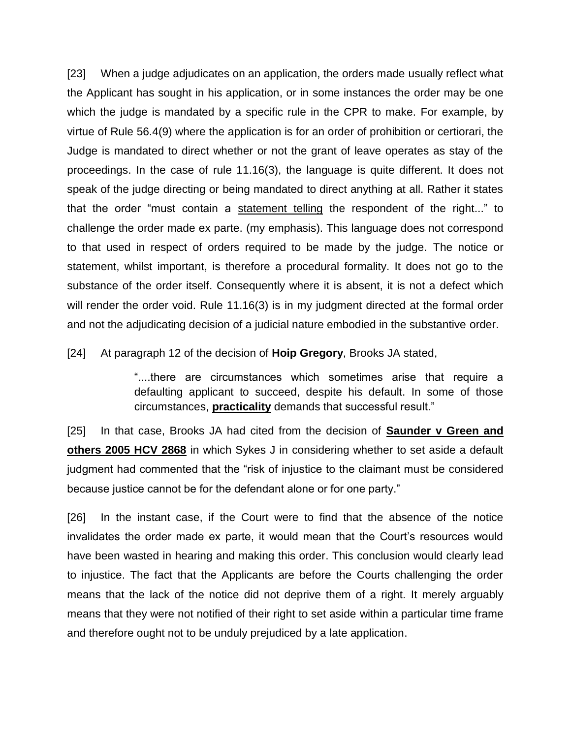[23] When a judge adjudicates on an application, the orders made usually reflect what the Applicant has sought in his application, or in some instances the order may be one which the judge is mandated by a specific rule in the CPR to make. For example, by virtue of Rule 56.4(9) where the application is for an order of prohibition or certiorari, the Judge is mandated to direct whether or not the grant of leave operates as stay of the proceedings. In the case of rule 11.16(3), the language is quite different. It does not speak of the judge directing or being mandated to direct anything at all. Rather it states that the order "must contain a <u>statement telling</u> the respondent of the right..." to challenge the order made ex parte. (my emphasis). This language does not correspond to that used in respect of orders required to be made by the judge. The notice or statement, whilst important, is therefore a procedural formality. It does not go to the substance of the order itself. Consequently where it is absent, it is not a defect which will render the order void. Rule 11.16(3) is in my judgment directed at the formal order and not the adjudicating decision of a judicial nature embodied in the substantive order.

[24] At paragraph 12 of the decision of **Hoip Gregory**, Brooks JA stated,

> "....there are circumstances which sometimes arise that require a defaulting applicant to succeed, despite his default. In some of those circumstances, **<u>practicality</u>** demands that successful result."

[25] In that case, Brooks JA had cited from the decision of **<u>Saunder v Green and others 2005 HCV 2868</u>** in which Sykes J in considering whether to set aside a default judgment had commented that the "risk of injustice to the claimant must be considered because justice cannot be for the defendant alone or for one party."

[26] In the instant case, if the Court were to find that the absence of the notice invalidates the order made ex parte, it would mean that the Court's resources would have been wasted in hearing and making this order. This conclusion would clearly lead to injustice. The fact that the Applicants are before the Courts challenging the order means that the lack of the notice did not deprive them of a right. It merely arguably means that they were not notified of their right to set aside within a particular time frame and therefore ought not to be unduly prejudiced by a late application.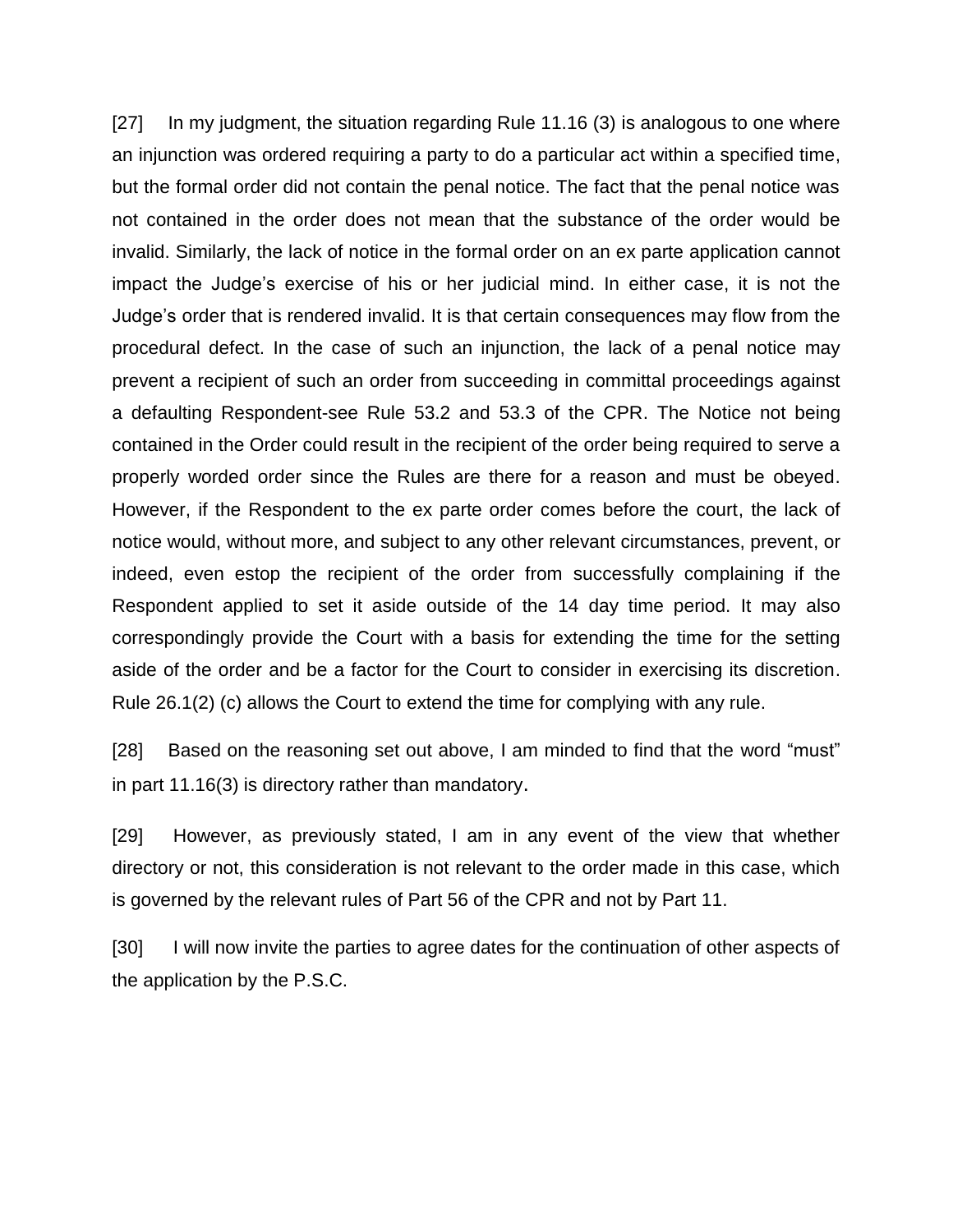[27] In my judgment, the situation regarding Rule 11.16 (3) is analogous to one where an injunction was ordered requiring a party to do a particular act within a specified time, but the formal order did not contain the penal notice. The fact that the penal notice was not contained in the order does not mean that the substance of the order would be invalid. Similarly, the lack of notice in the formal order on an ex parte application cannot impact the Judge's exercise of his or her judicial mind. In either case, it is not the Judge's order that is rendered invalid. It is that certain consequences may flow from the procedural defect. In the case of such an injunction, the lack of a penal notice may prevent a recipient of such an order from succeeding in committal proceedings against a defaulting Respondent-see Rule 53.2 and 53.3 of the CPR. The Notice not being contained in the Order could result in the recipient of the order being required to serve a properly worded order since the Rules are there for a reason and must be obeyed. However, if the Respondent to the ex parte order comes before the court, the lack of notice would, without more, and subject to any other relevant circumstances, prevent, or indeed, even estop the recipient of the order from successfully complaining if the Respondent applied to set it aside outside of the 14 day time period. It may also correspondingly provide the Court with a basis for extending the time for the setting aside of the order and be a factor for the Court to consider in exercising its discretion. Rule 26.1(2) (c) allows the Court to extend the time for complying with any rule.

[28] Based on the reasoning set out above, I am minded to find that the word "must" in part 11.16(3) is directory rather than mandatory.

[29] However, as previously stated, I am in any event of the view that whether directory or not, this consideration is not relevant to the order made in this case, which is governed by the relevant rules of Part 56 of the CPR and not by Part 11.

[30] I will now invite the parties to agree dates for the continuation of other aspects of the application by the P.S.C.